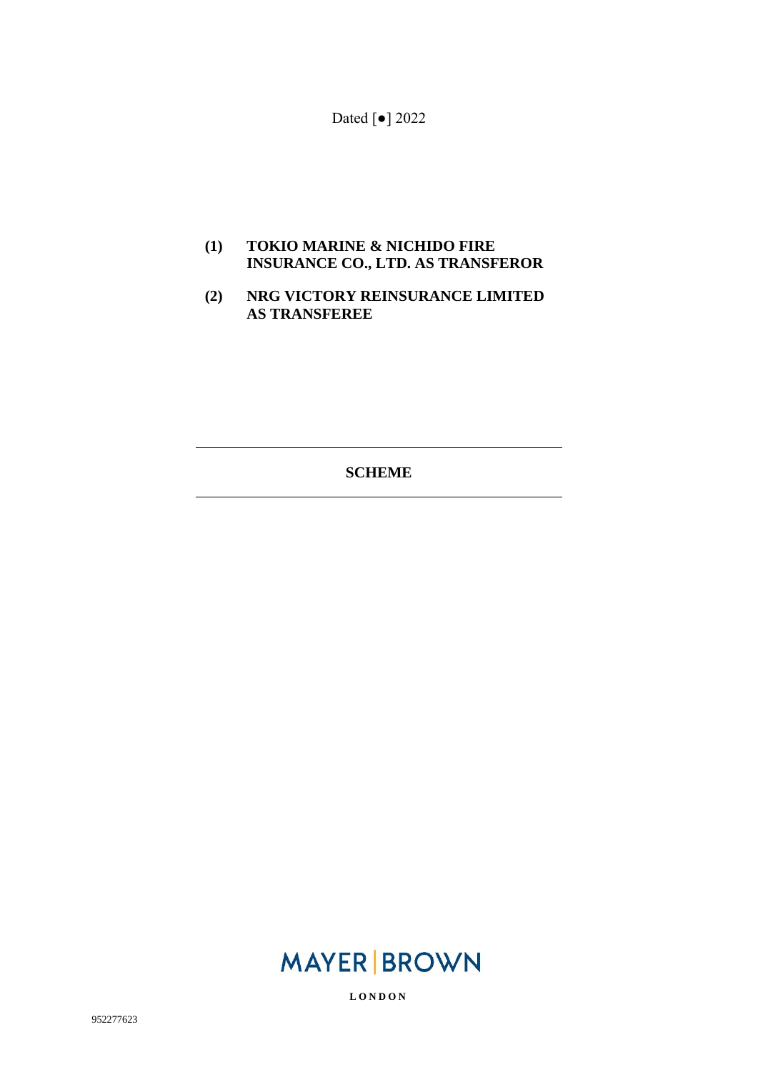Dated [●] 2022

**(1) TOKIO MARINE & NICHIDO FIRE INSURANCE CO., LTD. AS TRANSFEROR**

**(2) NRG VICTORY REINSURANCE LIMITED AS TRANSFEREE**

---

**SCHEME**

---

MAYER | BROWN

LONDON

952277623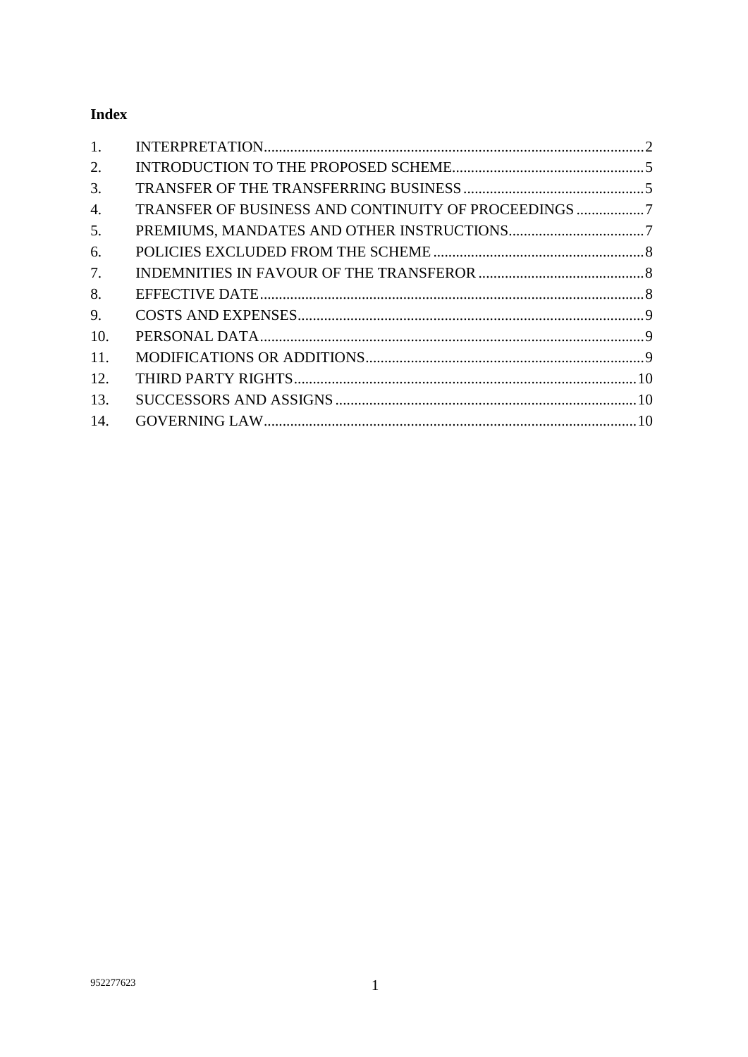## Index

| | | |
|---|---|---|
| 1. | INTERPRETATION | 2 |
| 2. | INTRODUCTION TO THE PROPOSED SCHEME | 5 |
| 3. | TRANSFER OF THE TRANSFERRING BUSINESS | 5 |
| 4. | TRANSFER OF BUSINESS AND CONTINUITY OF PROCEEDINGS | 7 |
| 5. | PREMIUMS, MANDATES AND OTHER INSTRUCTIONS | 7 |
| 6. | POLICIES EXCLUDED FROM THE SCHEME | 8 |
| 7. | INDEMNITIES IN FAVOUR OF THE TRANSFEROR | 8 |
| 8. | EFFECTIVE DATE | 8 |
| 9. | COSTS AND EXPENSES | 9 |
| 10. | PERSONAL DATA | 9 |
| 11. | MODIFICATIONS OR ADDITIONS | 9 |
| 12. | THIRD PARTY RIGHTS | 10 |
| 13. | SUCCESSORS AND ASSIGNS | 10 |
| 14. | GOVERNING LAW | 10 |

952277623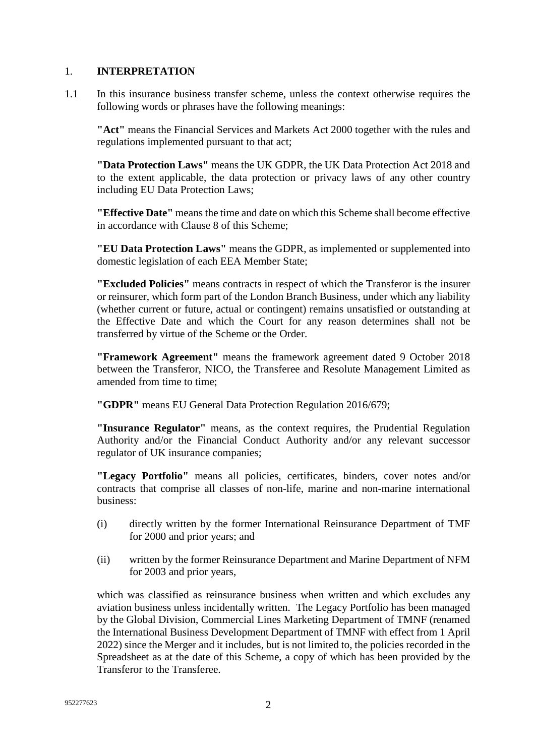## 1. INTERPRETATION

1.1 In this insurance business transfer scheme, unless the context otherwise requires the following words or phrases have the following meanings:

**"Act"** means the Financial Services and Markets Act 2000 together with the rules and regulations implemented pursuant to that act;

**"Data Protection Laws"** means the UK GDPR, the UK Data Protection Act 2018 and to the extent applicable, the data protection or privacy laws of any other country including EU Data Protection Laws;

**"Effective Date"** means the time and date on which this Scheme shall become effective in accordance with Clause 8 of this Scheme;

**"EU Data Protection Laws"** means the GDPR, as implemented or supplemented into domestic legislation of each EEA Member State;

**"Excluded Policies"** means contracts in respect of which the Transferor is the insurer or reinsurer, which form part of the London Branch Business, under which any liability (whether current or future, actual or contingent) remains unsatisfied or outstanding at the Effective Date and which the Court for any reason determines shall not be transferred by virtue of the Scheme or the Order.

**"Framework Agreement"** means the framework agreement dated 9 October 2018 between the Transferor, NICO, the Transferee and Resolute Management Limited as amended from time to time;

**"GDPR"** means EU General Data Protection Regulation 2016/679;

**"Insurance Regulator"** means, as the context requires, the Prudential Regulation Authority and/or the Financial Conduct Authority and/or any relevant successor regulator of UK insurance companies;

**"Legacy Portfolio"** means all policies, certificates, binders, cover notes and/or contracts that comprise all classes of non-life, marine and non-marine international business:

(i) directly written by the former International Reinsurance Department of TMF for 2000 and prior years; and

(ii) written by the former Reinsurance Department and Marine Department of NFM for 2003 and prior years,

which was classified as reinsurance business when written and which excludes any aviation business unless incidentally written. The Legacy Portfolio has been managed by the Global Division, Commercial Lines Marketing Department of TMNF (renamed the International Business Development Department of TMNF with effect from 1 April 2022) since the Merger and it includes, but is not limited to, the policies recorded in the Spreadsheet as at the date of this Scheme, a copy of which has been provided by the Transferor to the Transferee.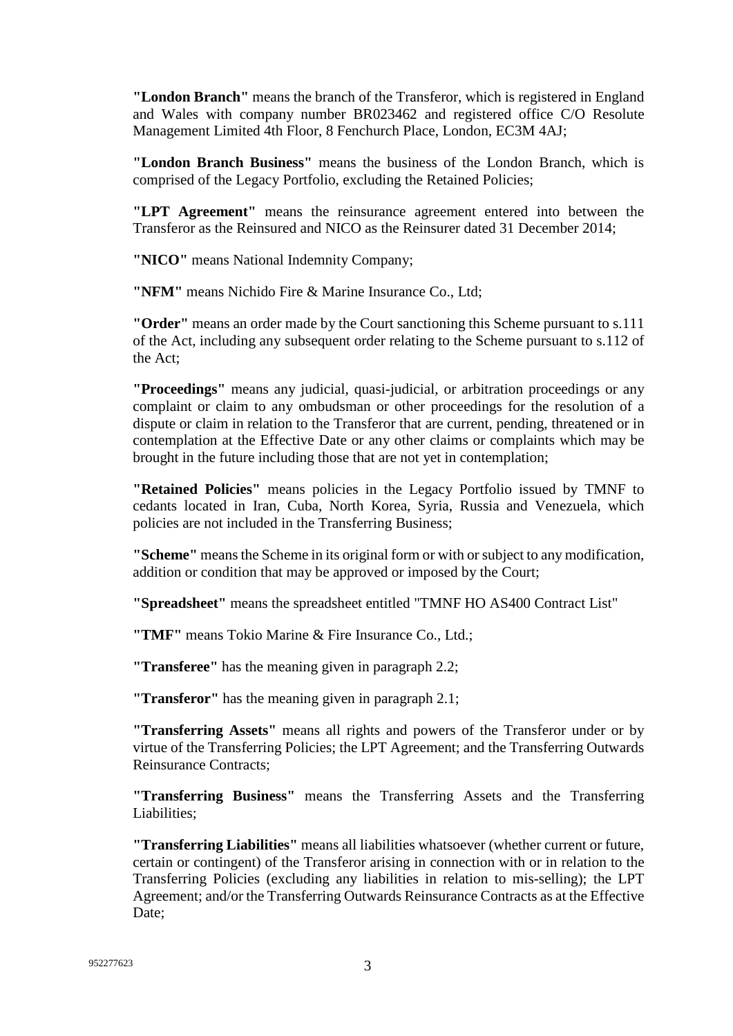**"London Branch"** means the branch of the Transferor, which is registered in England and Wales with company number BR023462 and registered office C/O Resolute Management Limited 4th Floor, 8 Fenchurch Place, London, EC3M 4AJ;

**"London Branch Business"** means the business of the London Branch, which is comprised of the Legacy Portfolio, excluding the Retained Policies;

**"LPT Agreement"** means the reinsurance agreement entered into between the Transferor as the Reinsured and NICO as the Reinsurer dated 31 December 2014;

**"NICO"** means National Indemnity Company;

**"NFM"** means Nichido Fire & Marine Insurance Co., Ltd;

**"Order"** means an order made by the Court sanctioning this Scheme pursuant to s.111 of the Act, including any subsequent order relating to the Scheme pursuant to s.112 of the Act;

**"Proceedings"** means any judicial, quasi-judicial, or arbitration proceedings or any complaint or claim to any ombudsman or other proceedings for the resolution of a dispute or claim in relation to the Transferor that are current, pending, threatened or in contemplation at the Effective Date or any other claims or complaints which may be brought in the future including those that are not yet in contemplation;

**"Retained Policies"** means policies in the Legacy Portfolio issued by TMNF to cedants located in Iran, Cuba, North Korea, Syria, Russia and Venezuela, which policies are not included in the Transferring Business;

**"Scheme"** means the Scheme in its original form or with or subject to any modification, addition or condition that may be approved or imposed by the Court;

**"Spreadsheet"** means the spreadsheet entitled "TMNF HO AS400 Contract List"

**"TMF"** means Tokio Marine & Fire Insurance Co., Ltd.;

**"Transferee"** has the meaning given in paragraph 2.2;

**"Transferor"** has the meaning given in paragraph 2.1;

**"Transferring Assets"** means all rights and powers of the Transferor under or by virtue of the Transferring Policies; the LPT Agreement; and the Transferring Outwards Reinsurance Contracts;

**"Transferring Business"** means the Transferring Assets and the Transferring Liabilities;

**"Transferring Liabilities"** means all liabilities whatsoever (whether current or future, certain or contingent) of the Transferor arising in connection with or in relation to the Transferring Policies (excluding any liabilities in relation to mis-selling); the LPT Agreement; and/or the Transferring Outwards Reinsurance Contracts as at the Effective Date;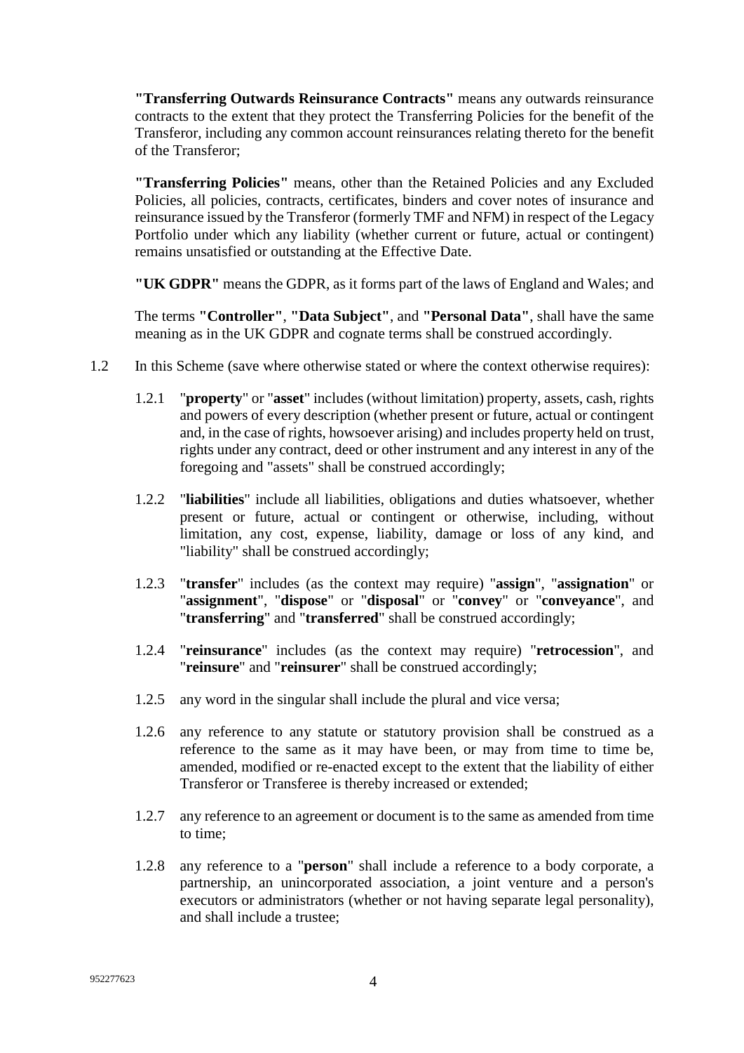**"Transferring Outwards Reinsurance Contracts"** means any outwards reinsurance contracts to the extent that they protect the Transferring Policies for the benefit of the Transferor, including any common account reinsurances relating thereto for the benefit of the Transferor;

**"Transferring Policies"** means, other than the Retained Policies and any Excluded Policies, all policies, contracts, certificates, binders and cover notes of insurance and reinsurance issued by the Transferor (formerly TMF and NFM) in respect of the Legacy Portfolio under which any liability (whether current or future, actual or contingent) remains unsatisfied or outstanding at the Effective Date.

**"UK GDPR"** means the GDPR, as it forms part of the laws of England and Wales; and

The terms **"Controller"**, **"Data Subject"**, and **"Personal Data"**, shall have the same meaning as in the UK GDPR and cognate terms shall be construed accordingly.

1.2 In this Scheme (save where otherwise stated or where the context otherwise requires):

1.2.1 "**property**" or "**asset**" includes (without limitation) property, assets, cash, rights and powers of every description (whether present or future, actual or contingent and, in the case of rights, howsoever arising) and includes property held on trust, rights under any contract, deed or other instrument and any interest in any of the foregoing and "assets" shall be construed accordingly;

1.2.2 "**liabilities**" include all liabilities, obligations and duties whatsoever, whether present or future, actual or contingent or otherwise, including, without limitation, any cost, expense, liability, damage or loss of any kind, and "liability" shall be construed accordingly;

1.2.3 "**transfer**" includes (as the context may require) "**assign**", "**assignation**" or "**assignment**", "**dispose**" or "**disposal**" or "**convey**" or "**conveyance**", and "**transferring**" and "**transferred**" shall be construed accordingly;

1.2.4 "**reinsurance**" includes (as the context may require) "**retrocession**", and "**reinsure**" and "**reinsurer**" shall be construed accordingly;

1.2.5 any word in the singular shall include the plural and vice versa;

1.2.6 any reference to any statute or statutory provision shall be construed as a reference to the same as it may have been, or may from time to time be, amended, modified or re-enacted except to the extent that the liability of either Transferor or Transferee is thereby increased or extended;

1.2.7 any reference to an agreement or document is to the same as amended from time to time;

1.2.8 any reference to a "**person**" shall include a reference to a body corporate, a partnership, an unincorporated association, a joint venture and a person's executors or administrators (whether or not having separate legal personality), and shall include a trustee;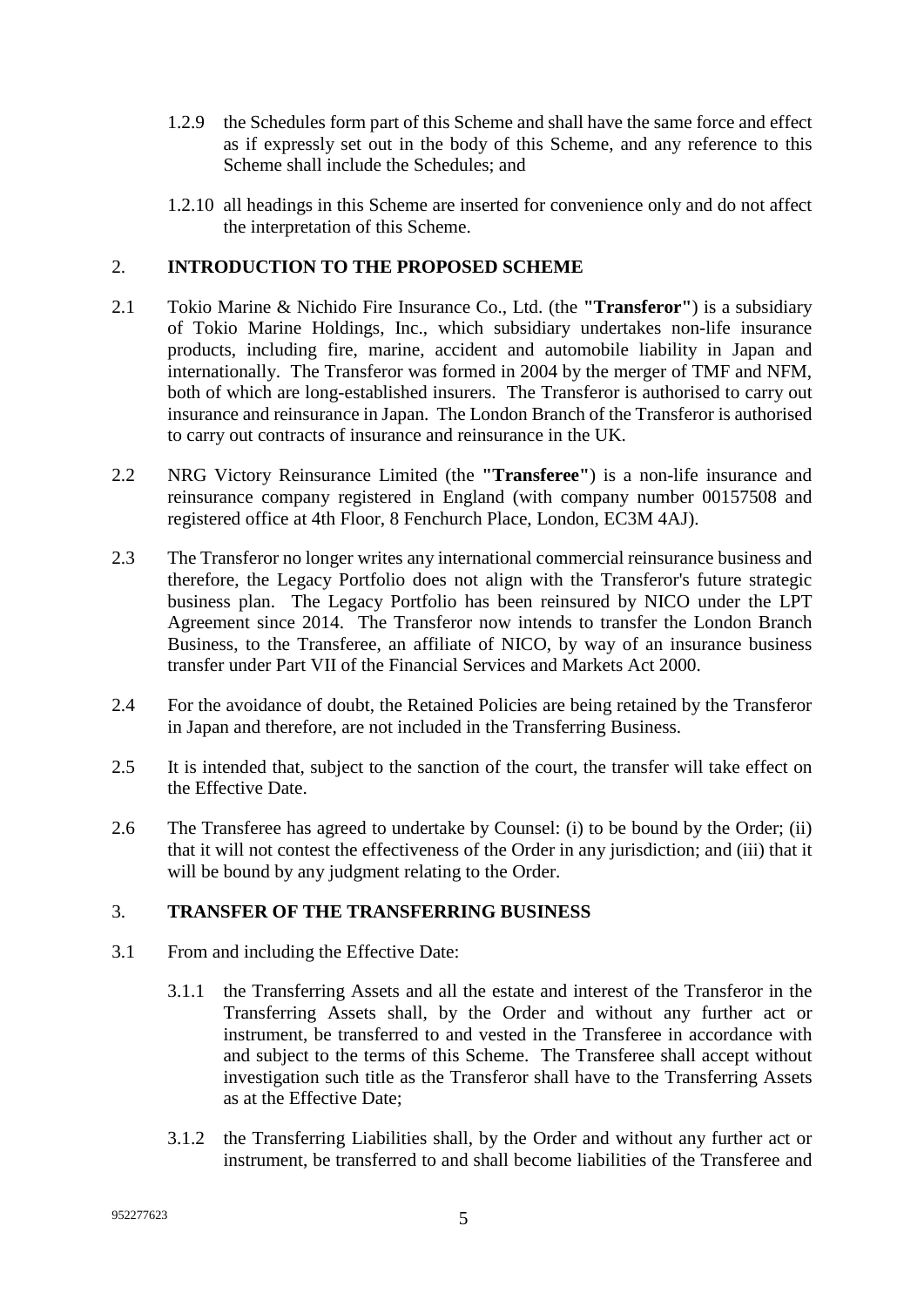1.2.9 the Schedules form part of this Scheme and shall have the same force and effect as if expressly set out in the body of this Scheme, and any reference to this Scheme shall include the Schedules; and

1.2.10 all headings in this Scheme are inserted for convenience only and do not affect the interpretation of this Scheme.

## 2. INTRODUCTION TO THE PROPOSED SCHEME

2.1 Tokio Marine & Nichido Fire Insurance Co., Ltd. (the **"Transferor"**) is a subsidiary of Tokio Marine Holdings, Inc., which subsidiary undertakes non-life insurance products, including fire, marine, accident and automobile liability in Japan and internationally. The Transferor was formed in 2004 by the merger of TMF and NFM, both of which are long-established insurers. The Transferor is authorised to carry out insurance and reinsurance in Japan. The London Branch of the Transferor is authorised to carry out contracts of insurance and reinsurance in the UK.

2.2 NRG Victory Reinsurance Limited (the **"Transferee"**) is a non-life insurance and reinsurance company registered in England (with company number 00157508 and registered office at 4th Floor, 8 Fenchurch Place, London, EC3M 4AJ).

2.3 The Transferor no longer writes any international commercial reinsurance business and therefore, the Legacy Portfolio does not align with the Transferor's future strategic business plan. The Legacy Portfolio has been reinsured by NICO under the LPT Agreement since 2014. The Transferor now intends to transfer the London Branch Business, to the Transferee, an affiliate of NICO, by way of an insurance business transfer under Part VII of the Financial Services and Markets Act 2000.

2.4 For the avoidance of doubt, the Retained Policies are being retained by the Transferor in Japan and therefore, are not included in the Transferring Business.

2.5 It is intended that, subject to the sanction of the court, the transfer will take effect on the Effective Date.

2.6 The Transferee has agreed to undertake by Counsel: (i) to be bound by the Order; (ii) that it will not contest the effectiveness of the Order in any jurisdiction; and (iii) that it will be bound by any judgment relating to the Order.

## 3. TRANSFER OF THE TRANSFERRING BUSINESS

3.1 From and including the Effective Date:

3.1.1 the Transferring Assets and all the estate and interest of the Transferor in the Transferring Assets shall, by the Order and without any further act or instrument, be transferred to and vested in the Transferee in accordance with and subject to the terms of this Scheme. The Transferee shall accept without investigation such title as the Transferor shall have to the Transferring Assets as at the Effective Date;

3.1.2 the Transferring Liabilities shall, by the Order and without any further act or instrument, be transferred to and shall become liabilities of the Transferee and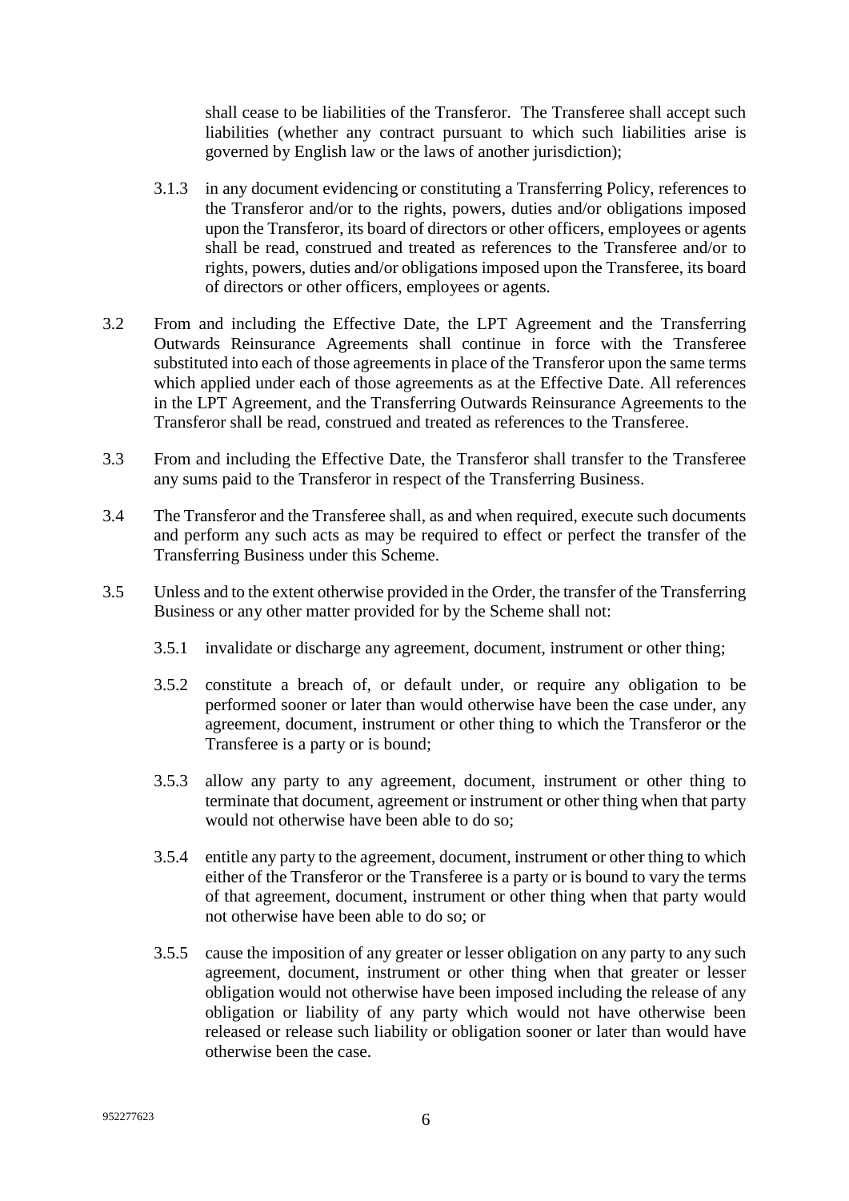shall cease to be liabilities of the Transferor. The Transferee shall accept such liabilities (whether any contract pursuant to which such liabilities arise is governed by English law or the laws of another jurisdiction);

3.1.3 in any document evidencing or constituting a Transferring Policy, references to the Transferor and/or to the rights, powers, duties and/or obligations imposed upon the Transferor, its board of directors or other officers, employees or agents shall be read, construed and treated as references to the Transferee and/or to rights, powers, duties and/or obligations imposed upon the Transferee, its board of directors or other officers, employees or agents.

3.2 From and including the Effective Date, the LPT Agreement and the Transferring Outwards Reinsurance Agreements shall continue in force with the Transferee substituted into each of those agreements in place of the Transferor upon the same terms which applied under each of those agreements as at the Effective Date. All references in the LPT Agreement, and the Transferring Outwards Reinsurance Agreements to the Transferor shall be read, construed and treated as references to the Transferee.

3.3 From and including the Effective Date, the Transferor shall transfer to the Transferee any sums paid to the Transferor in respect of the Transferring Business.

3.4 The Transferor and the Transferee shall, as and when required, execute such documents and perform any such acts as may be required to effect or perfect the transfer of the Transferring Business under this Scheme.

3.5 Unless and to the extent otherwise provided in the Order, the transfer of the Transferring Business or any other matter provided for by the Scheme shall not:

3.5.1 invalidate or discharge any agreement, document, instrument or other thing;

3.5.2 constitute a breach of, or default under, or require any obligation to be performed sooner or later than would otherwise have been the case under, any agreement, document, instrument or other thing to which the Transferor or the Transferee is a party or is bound;

3.5.3 allow any party to any agreement, document, instrument or other thing to terminate that document, agreement or instrument or other thing when that party would not otherwise have been able to do so;

3.5.4 entitle any party to the agreement, document, instrument or other thing to which either of the Transferor or the Transferee is a party or is bound to vary the terms of that agreement, document, instrument or other thing when that party would not otherwise have been able to do so; or

3.5.5 cause the imposition of any greater or lesser obligation on any party to any such agreement, document, instrument or other thing when that greater or lesser obligation would not otherwise have been imposed including the release of any obligation or liability of any party which would not have otherwise been released or release such liability or obligation sooner or later than would have otherwise been the case.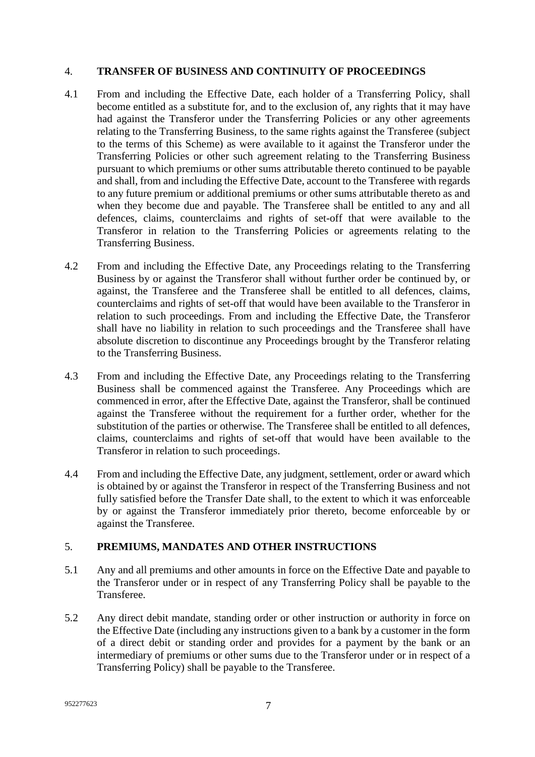## 4. TRANSFER OF BUSINESS AND CONTINUITY OF PROCEEDINGS

4.1 From and including the Effective Date, each holder of a Transferring Policy, shall become entitled as a substitute for, and to the exclusion of, any rights that it may have had against the Transferor under the Transferring Policies or any other agreements relating to the Transferring Business, to the same rights against the Transferee (subject to the terms of this Scheme) as were available to it against the Transferor under the Transferring Policies or other such agreement relating to the Transferring Business pursuant to which premiums or other sums attributable thereto continued to be payable and shall, from and including the Effective Date, account to the Transferee with regards to any future premium or additional premiums or other sums attributable thereto as and when they become due and payable. The Transferee shall be entitled to any and all defences, claims, counterclaims and rights of set-off that were available to the Transferor in relation to the Transferring Policies or agreements relating to the Transferring Business.

4.2 From and including the Effective Date, any Proceedings relating to the Transferring Business by or against the Transferor shall without further order be continued by, or against, the Transferee and the Transferee shall be entitled to all defences, claims, counterclaims and rights of set-off that would have been available to the Transferor in relation to such proceedings. From and including the Effective Date, the Transferor shall have no liability in relation to such proceedings and the Transferee shall have absolute discretion to discontinue any Proceedings brought by the Transferor relating to the Transferring Business.

4.3 From and including the Effective Date, any Proceedings relating to the Transferring Business shall be commenced against the Transferee. Any Proceedings which are commenced in error, after the Effective Date, against the Transferor, shall be continued against the Transferee without the requirement for a further order, whether for the substitution of the parties or otherwise. The Transferee shall be entitled to all defences, claims, counterclaims and rights of set-off that would have been available to the Transferor in relation to such proceedings.

4.4 From and including the Effective Date, any judgment, settlement, order or award which is obtained by or against the Transferor in respect of the Transferring Business and not fully satisfied before the Transfer Date shall, to the extent to which it was enforceable by or against the Transferor immediately prior thereto, become enforceable by or against the Transferee.

## 5. PREMIUMS, MANDATES AND OTHER INSTRUCTIONS

5.1 Any and all premiums and other amounts in force on the Effective Date and payable to the Transferor under or in respect of any Transferring Policy shall be payable to the Transferee.

5.2 Any direct debit mandate, standing order or other instruction or authority in force on the Effective Date (including any instructions given to a bank by a customer in the form of a direct debit or standing order and provides for a payment by the bank or an intermediary of premiums or other sums due to the Transferor under or in respect of a Transferring Policy) shall be payable to the Transferee.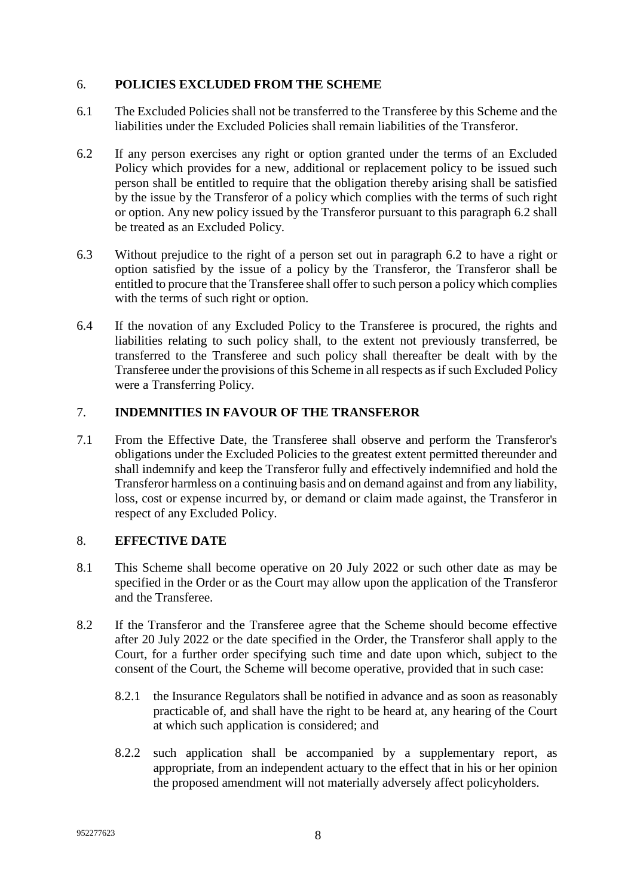## 6. POLICIES EXCLUDED FROM THE SCHEME

6.1 The Excluded Policies shall not be transferred to the Transferee by this Scheme and the liabilities under the Excluded Policies shall remain liabilities of the Transferor.

6.2 If any person exercises any right or option granted under the terms of an Excluded Policy which provides for a new, additional or replacement policy to be issued such person shall be entitled to require that the obligation thereby arising shall be satisfied by the issue by the Transferor of a policy which complies with the terms of such right or option. Any new policy issued by the Transferor pursuant to this paragraph 6.2 shall be treated as an Excluded Policy.

6.3 Without prejudice to the right of a person set out in paragraph 6.2 to have a right or option satisfied by the issue of a policy by the Transferor, the Transferor shall be entitled to procure that the Transferee shall offer to such person a policy which complies with the terms of such right or option.

6.4 If the novation of any Excluded Policy to the Transferee is procured, the rights and liabilities relating to such policy shall, to the extent not previously transferred, be transferred to the Transferee and such policy shall thereafter be dealt with by the Transferee under the provisions of this Scheme in all respects as if such Excluded Policy were a Transferring Policy.

## 7. INDEMNITIES IN FAVOUR OF THE TRANSFEROR

7.1 From the Effective Date, the Transferee shall observe and perform the Transferor's obligations under the Excluded Policies to the greatest extent permitted thereunder and shall indemnify and keep the Transferor fully and effectively indemnified and hold the Transferor harmless on a continuing basis and on demand against and from any liability, loss, cost or expense incurred by, or demand or claim made against, the Transferor in respect of any Excluded Policy.

## 8. EFFECTIVE DATE

8.1 This Scheme shall become operative on 20 July 2022 or such other date as may be specified in the Order or as the Court may allow upon the application of the Transferor and the Transferee.

8.2 If the Transferor and the Transferee agree that the Scheme should become effective after 20 July 2022 or the date specified in the Order, the Transferor shall apply to the Court, for a further order specifying such time and date upon which, subject to the consent of the Court, the Scheme will become operative, provided that in such case:

8.2.1 the Insurance Regulators shall be notified in advance and as soon as reasonably practicable of, and shall have the right to be heard at, any hearing of the Court at which such application is considered; and

8.2.2 such application shall be accompanied by a supplementary report, as appropriate, from an independent actuary to the effect that in his or her opinion the proposed amendment will not materially adversely affect policyholders.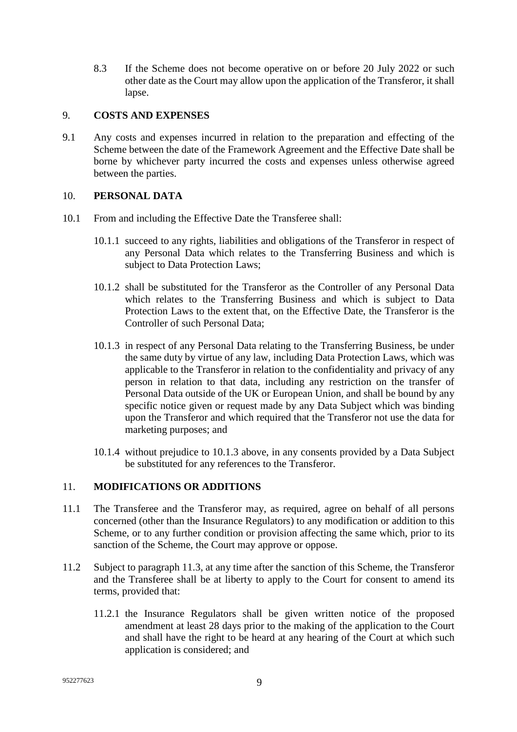8.3 If the Scheme does not become operative on or before 20 July 2022 or such other date as the Court may allow upon the application of the Transferor, it shall lapse.

## 9. COSTS AND EXPENSES

9.1 Any costs and expenses incurred in relation to the preparation and effecting of the Scheme between the date of the Framework Agreement and the Effective Date shall be borne by whichever party incurred the costs and expenses unless otherwise agreed between the parties.

## 10. PERSONAL DATA

10.1 From and including the Effective Date the Transferee shall:

10.1.1 succeed to any rights, liabilities and obligations of the Transferor in respect of any Personal Data which relates to the Transferring Business and which is subject to Data Protection Laws;

10.1.2 shall be substituted for the Transferor as the Controller of any Personal Data which relates to the Transferring Business and which is subject to Data Protection Laws to the extent that, on the Effective Date, the Transferor is the Controller of such Personal Data;

10.1.3 in respect of any Personal Data relating to the Transferring Business, be under the same duty by virtue of any law, including Data Protection Laws, which was applicable to the Transferor in relation to the confidentiality and privacy of any person in relation to that data, including any restriction on the transfer of Personal Data outside of the UK or European Union, and shall be bound by any specific notice given or request made by any Data Subject which was binding upon the Transferor and which required that the Transferor not use the data for marketing purposes; and

10.1.4 without prejudice to 10.1.3 above, in any consents provided by a Data Subject be substituted for any references to the Transferor.

## 11. MODIFICATIONS OR ADDITIONS

11.1 The Transferee and the Transferor may, as required, agree on behalf of all persons concerned (other than the Insurance Regulators) to any modification or addition to this Scheme, or to any further condition or provision affecting the same which, prior to its sanction of the Scheme, the Court may approve or oppose.

11.2 Subject to paragraph 11.3, at any time after the sanction of this Scheme, the Transferor and the Transferee shall be at liberty to apply to the Court for consent to amend its terms, provided that:

11.2.1 the Insurance Regulators shall be given written notice of the proposed amendment at least 28 days prior to the making of the application to the Court and shall have the right to be heard at any hearing of the Court at which such application is considered; and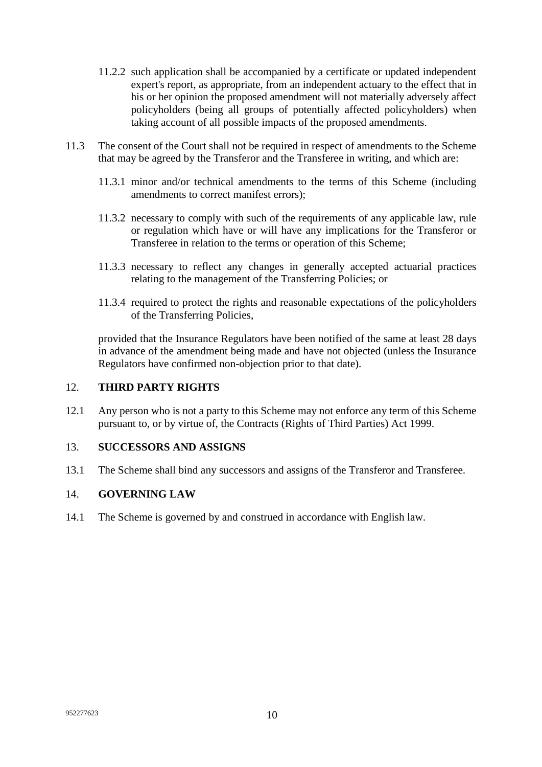11.2.2 such application shall be accompanied by a certificate or updated independent expert's report, as appropriate, from an independent actuary to the effect that in his or her opinion the proposed amendment will not materially adversely affect policyholders (being all groups of potentially affected policyholders) when taking account of all possible impacts of the proposed amendments.

11.3 The consent of the Court shall not be required in respect of amendments to the Scheme that may be agreed by the Transferor and the Transferee in writing, and which are:

11.3.1 minor and/or technical amendments to the terms of this Scheme (including amendments to correct manifest errors);

11.3.2 necessary to comply with such of the requirements of any applicable law, rule or regulation which have or will have any implications for the Transferor or Transferee in relation to the terms or operation of this Scheme;

11.3.3 necessary to reflect any changes in generally accepted actuarial practices relating to the management of the Transferring Policies; or

11.3.4 required to protect the rights and reasonable expectations of the policyholders of the Transferring Policies,

provided that the Insurance Regulators have been notified of the same at least 28 days in advance of the amendment being made and have not objected (unless the Insurance Regulators have confirmed non-objection prior to that date).

## 12. THIRD PARTY RIGHTS

12.1 Any person who is not a party to this Scheme may not enforce any term of this Scheme pursuant to, or by virtue of, the Contracts (Rights of Third Parties) Act 1999.

## 13. SUCCESSORS AND ASSIGNS

13.1 The Scheme shall bind any successors and assigns of the Transferor and Transferee.

## 14. GOVERNING LAW

14.1 The Scheme is governed by and construed in accordance with English law.